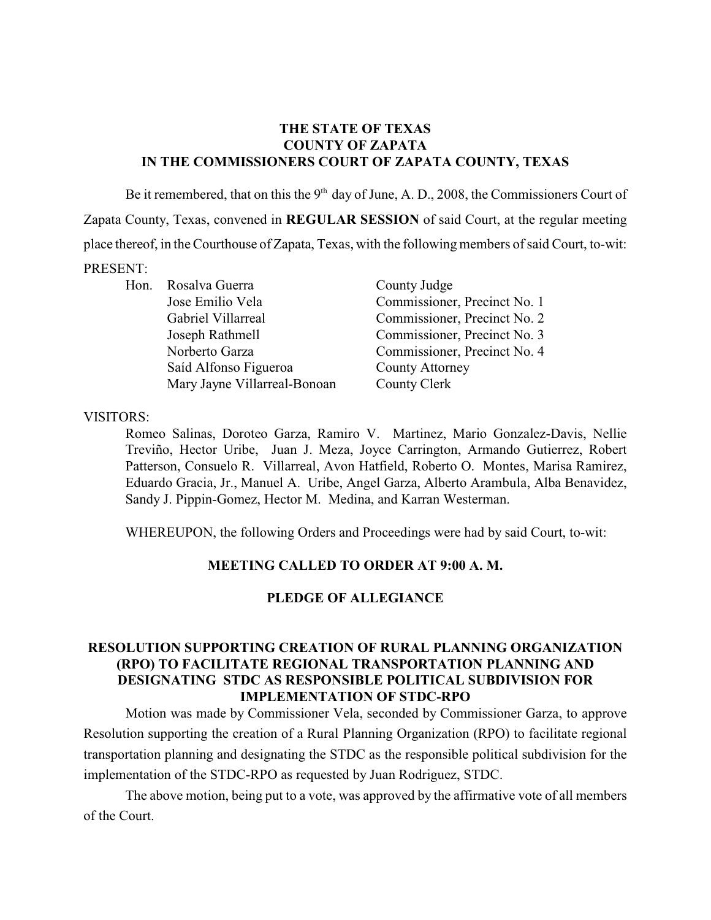**THE STATE OF TEXAS**
**COUNTY OF ZAPATA**
**IN THE COMMISSIONERS COURT OF ZAPATA COUNTY, TEXAS**

Be it remembered, that on this the 9th day of June, A. D., 2008, the Commissioners Court of Zapata County, Texas, convened in **REGULAR SESSION** of said Court, at the regular meeting place thereof, in the Courthouse of Zapata, Texas, with the following members of said Court, to-wit:

PRESENT:

| | | |
|---|---|---|
| Hon. | Rosalva Guerra | County Judge |
| | Jose Emilio Vela | Commissioner, Precinct No. 1 |
| | Gabriel Villarreal | Commissioner, Precinct No. 2 |
| | Joseph Rathmell | Commissioner, Precinct No. 3 |
| | Norberto Garza | Commissioner, Precinct No. 4 |
| | Saíd Alfonso Figueroa | County Attorney |
| | Mary Jayne Villarreal-Bonoan | County Clerk |

VISITORS:

Romeo Salinas, Doroteo Garza, Ramiro V. Martinez, Mario Gonzalez-Davis, Nellie Treviño, Hector Uribe, Juan J. Meza, Joyce Carrington, Armando Gutierrez, Robert Patterson, Consuelo R. Villarreal, Avon Hatfield, Roberto O. Montes, Marisa Ramirez, Eduardo Gracia, Jr., Manuel A. Uribe, Angel Garza, Alberto Arambula, Alba Benavidez, Sandy J. Pippin-Gomez, Hector M. Medina, and Karran Westerman.

WHEREUPON, the following Orders and Proceedings were had by said Court, to-wit:

**MEETING CALLED TO ORDER AT 9:00 A. M.**

**PLEDGE OF ALLEGIANCE**

**RESOLUTION SUPPORTING CREATION OF RURAL PLANNING ORGANIZATION (RPO) TO FACILITATE REGIONAL TRANSPORTATION PLANNING AND DESIGNATING STDC AS RESPONSIBLE POLITICAL SUBDIVISION FOR IMPLEMENTATION OF STDC-RPO**

Motion was made by Commissioner Vela, seconded by Commissioner Garza, to approve Resolution supporting the creation of a Rural Planning Organization (RPO) to facilitate regional transportation planning and designating the STDC as the responsible political subdivision for the implementation of the STDC-RPO as requested by Juan Rodriguez, STDC.

The above motion, being put to a vote, was approved by the affirmative vote of all members of the Court.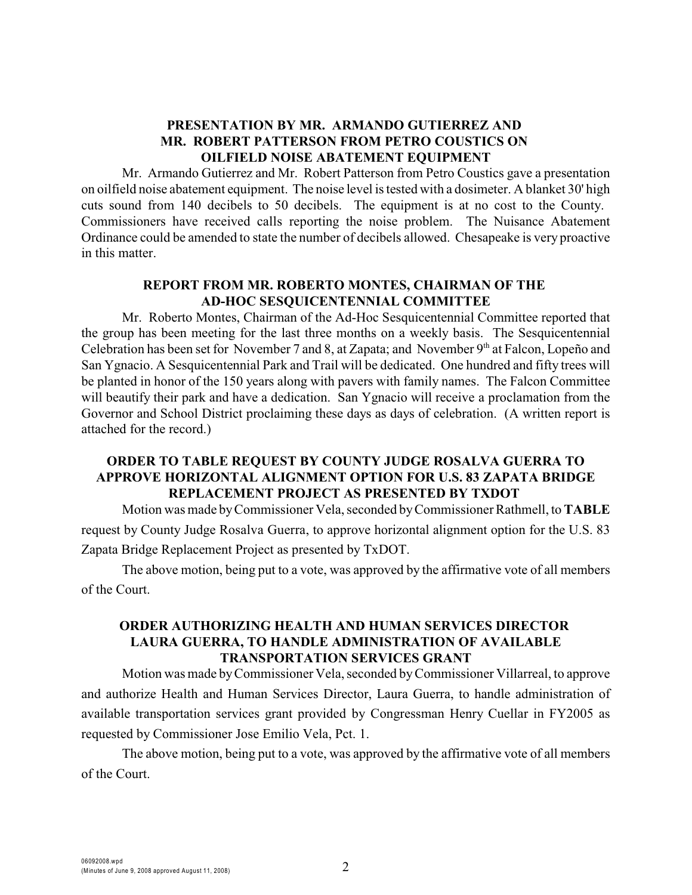## PRESENTATION BY MR. ARMANDO GUTIERREZ AND MR. ROBERT PATTERSON FROM PETRO COUSTICS ON OILFIELD NOISE ABATEMENT EQUIPMENT

Mr. Armando Gutierrez and Mr. Robert Patterson from Petro Coustics gave a presentation on oilfield noise abatement equipment. The noise level is tested with a dosimeter. A blanket 30' high cuts sound from 140 decibels to 50 decibels. The equipment is at no cost to the County. Commissioners have received calls reporting the noise problem. The Nuisance Abatement Ordinance could be amended to state the number of decibels allowed. Chesapeake is very proactive in this matter.

## REPORT FROM MR. ROBERTO MONTES, CHAIRMAN OF THE AD-HOC SESQUICENTENNIAL COMMITTEE

Mr. Roberto Montes, Chairman of the Ad-Hoc Sesquicentennial Committee reported that the group has been meeting for the last three months on a weekly basis. The Sesquicentennial Celebration has been set for November 7 and 8, at Zapata; and November 9th at Falcon, Lopeño and San Ygnacio. A Sesquicentennial Park and Trail will be dedicated. One hundred and fifty trees will be planted in honor of the 150 years along with pavers with family names. The Falcon Committee will beautify their park and have a dedication. San Ygnacio will receive a proclamation from the Governor and School District proclaiming these days as days of celebration. (A written report is attached for the record.)

## ORDER TO TABLE REQUEST BY COUNTY JUDGE ROSALVA GUERRA TO APPROVE HORIZONTAL ALIGNMENT OPTION FOR U.S. 83 ZAPATA BRIDGE REPLACEMENT PROJECT AS PRESENTED BY TXDOT

Motion was made by Commissioner Vela, seconded by Commissioner Rathmell, to **TABLE** request by County Judge Rosalva Guerra, to approve horizontal alignment option for the U.S. 83 Zapata Bridge Replacement Project as presented by TxDOT.

The above motion, being put to a vote, was approved by the affirmative vote of all members of the Court.

## ORDER AUTHORIZING HEALTH AND HUMAN SERVICES DIRECTOR LAURA GUERRA, TO HANDLE ADMINISTRATION OF AVAILABLE TRANSPORTATION SERVICES GRANT

Motion was made by Commissioner Vela, seconded by Commissioner Villarreal, to approve and authorize Health and Human Services Director, Laura Guerra, to handle administration of available transportation services grant provided by Congressman Henry Cuellar in FY2005 as requested by Commissioner Jose Emilio Vela, Pct. 1.

The above motion, being put to a vote, was approved by the affirmative vote of all members of the Court.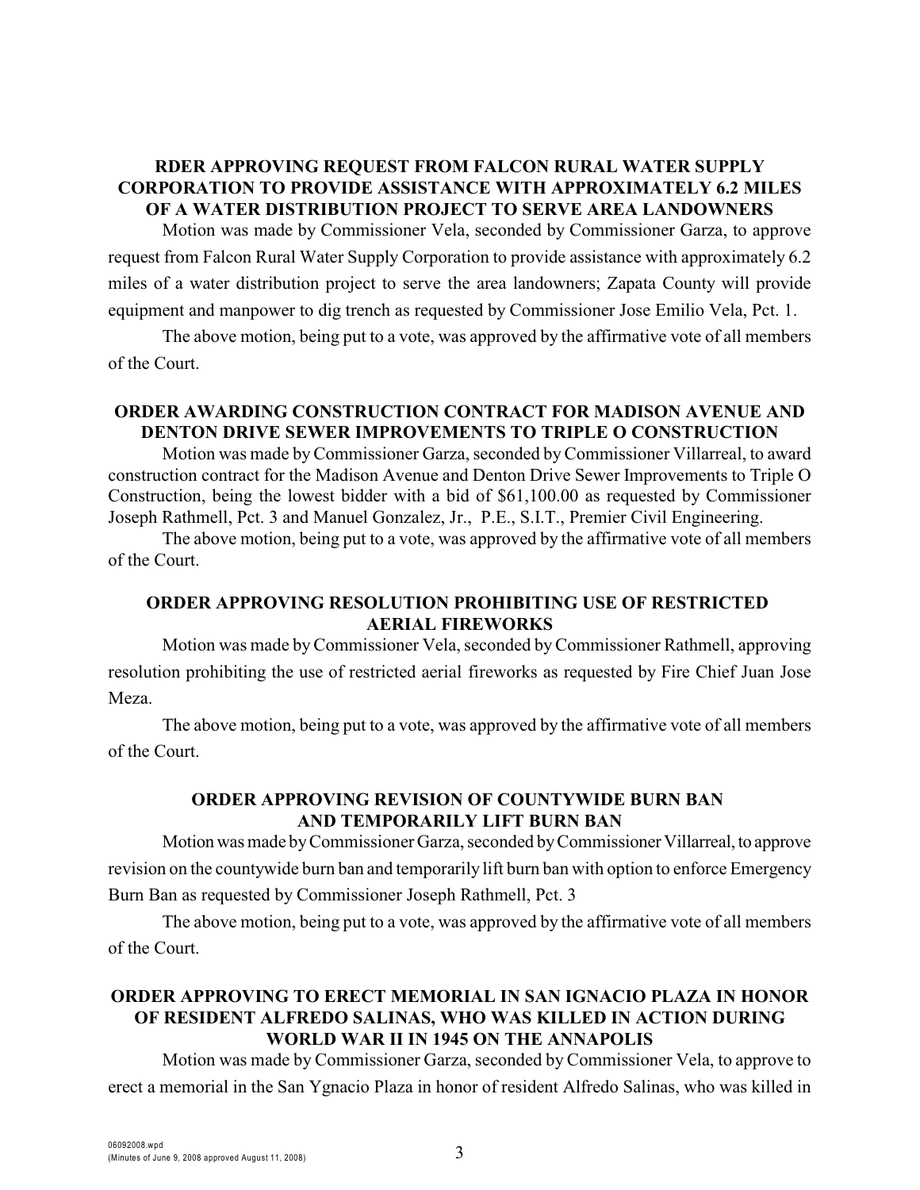### RDER APPROVING REQUEST FROM FALCON RURAL WATER SUPPLY CORPORATION TO PROVIDE ASSISTANCE WITH APPROXIMATELY 6.2 MILES OF A WATER DISTRIBUTION PROJECT TO SERVE AREA LANDOWNERS

Motion was made by Commissioner Vela, seconded by Commissioner Garza, to approve request from Falcon Rural Water Supply Corporation to provide assistance with approximately 6.2 miles of a water distribution project to serve the area landowners; Zapata County will provide equipment and manpower to dig trench as requested by Commissioner Jose Emilio Vela, Pct. 1.

The above motion, being put to a vote, was approved by the affirmative vote of all members of the Court.

### ORDER AWARDING CONSTRUCTION CONTRACT FOR MADISON AVENUE AND DENTON DRIVE SEWER IMPROVEMENTS TO TRIPLE O CONSTRUCTION

Motion was made by Commissioner Garza, seconded by Commissioner Villarreal, to award construction contract for the Madison Avenue and Denton Drive Sewer Improvements to Triple O Construction, being the lowest bidder with a bid of $61,100.00 as requested by Commissioner Joseph Rathmell, Pct. 3 and Manuel Gonzalez, Jr., P.E., S.I.T., Premier Civil Engineering.

The above motion, being put to a vote, was approved by the affirmative vote of all members of the Court.

### ORDER APPROVING RESOLUTION PROHIBITING USE OF RESTRICTED AERIAL FIREWORKS

Motion was made by Commissioner Vela, seconded by Commissioner Rathmell, approving resolution prohibiting the use of restricted aerial fireworks as requested by Fire Chief Juan Jose Meza.

The above motion, being put to a vote, was approved by the affirmative vote of all members of the Court.

### ORDER APPROVING REVISION OF COUNTYWIDE BURN BAN AND TEMPORARILY LIFT BURN BAN

Motion was made by Commissioner Garza, seconded by Commissioner Villarreal, to approve revision on the countywide burn ban and temporarily lift burn ban with option to enforce Emergency Burn Ban as requested by Commissioner Joseph Rathmell, Pct. 3

The above motion, being put to a vote, was approved by the affirmative vote of all members of the Court.

### ORDER APPROVING TO ERECT MEMORIAL IN SAN IGNACIO PLAZA IN HONOR OF RESIDENT ALFREDO SALINAS, WHO WAS KILLED IN ACTION DURING WORLD WAR II IN 1945 ON THE ANNAPOLIS

Motion was made by Commissioner Garza, seconded by Commissioner Vela, to approve to erect a memorial in the San Ygnacio Plaza in honor of resident Alfredo Salinas, who was killed in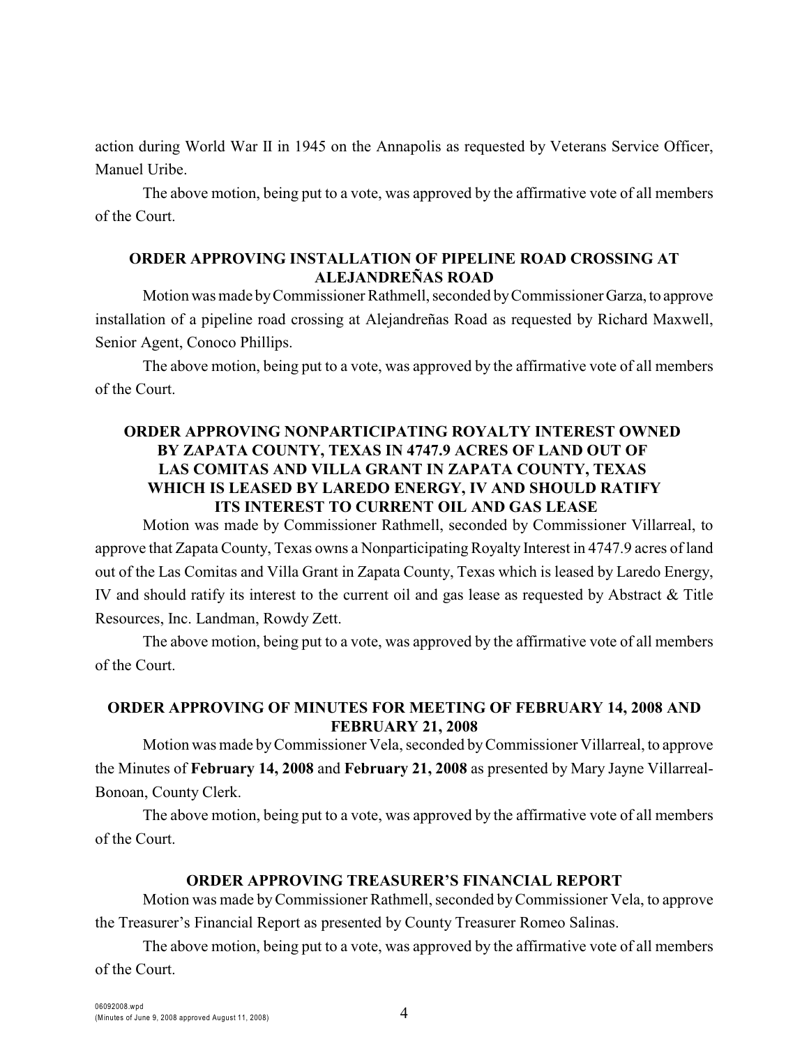action during World War II in 1945 on the Annapolis as requested by Veterans Service Officer, Manuel Uribe.

The above motion, being put to a vote, was approved by the affirmative vote of all members of the Court.

### ORDER APPROVING INSTALLATION OF PIPELINE ROAD CROSSING AT ALEJANDREÑAS ROAD

Motion was made by Commissioner Rathmell, seconded by Commissioner Garza, to approve installation of a pipeline road crossing at Alejandreñas Road as requested by Richard Maxwell, Senior Agent, Conoco Phillips.

The above motion, being put to a vote, was approved by the affirmative vote of all members of the Court.

### ORDER APPROVING NONPARTICIPATING ROYALTY INTEREST OWNED BY ZAPATA COUNTY, TEXAS IN 4747.9 ACRES OF LAND OUT OF LAS COMITAS AND VILLA GRANT IN ZAPATA COUNTY, TEXAS WHICH IS LEASED BY LAREDO ENERGY, IV AND SHOULD RATIFY ITS INTEREST TO CURRENT OIL AND GAS LEASE

Motion was made by Commissioner Rathmell, seconded by Commissioner Villarreal, to approve that Zapata County, Texas owns a Nonparticipating Royalty Interest in 4747.9 acres of land out of the Las Comitas and Villa Grant in Zapata County, Texas which is leased by Laredo Energy, IV and should ratify its interest to the current oil and gas lease as requested by Abstract & Title Resources, Inc. Landman, Rowdy Zett.

The above motion, being put to a vote, was approved by the affirmative vote of all members of the Court.

### ORDER APPROVING OF MINUTES FOR MEETING OF FEBRUARY 14, 2008 AND FEBRUARY 21, 2008

Motion was made by Commissioner Vela, seconded by Commissioner Villarreal, to approve the Minutes of **February 14, 2008** and **February 21, 2008** as presented by Mary Jayne Villarreal-Bonoan, County Clerk.

The above motion, being put to a vote, was approved by the affirmative vote of all members of the Court.

### ORDER APPROVING TREASURER'S FINANCIAL REPORT

Motion was made by Commissioner Rathmell, seconded by Commissioner Vela, to approve the Treasurer's Financial Report as presented by County Treasurer Romeo Salinas.

The above motion, being put to a vote, was approved by the affirmative vote of all members of the Court.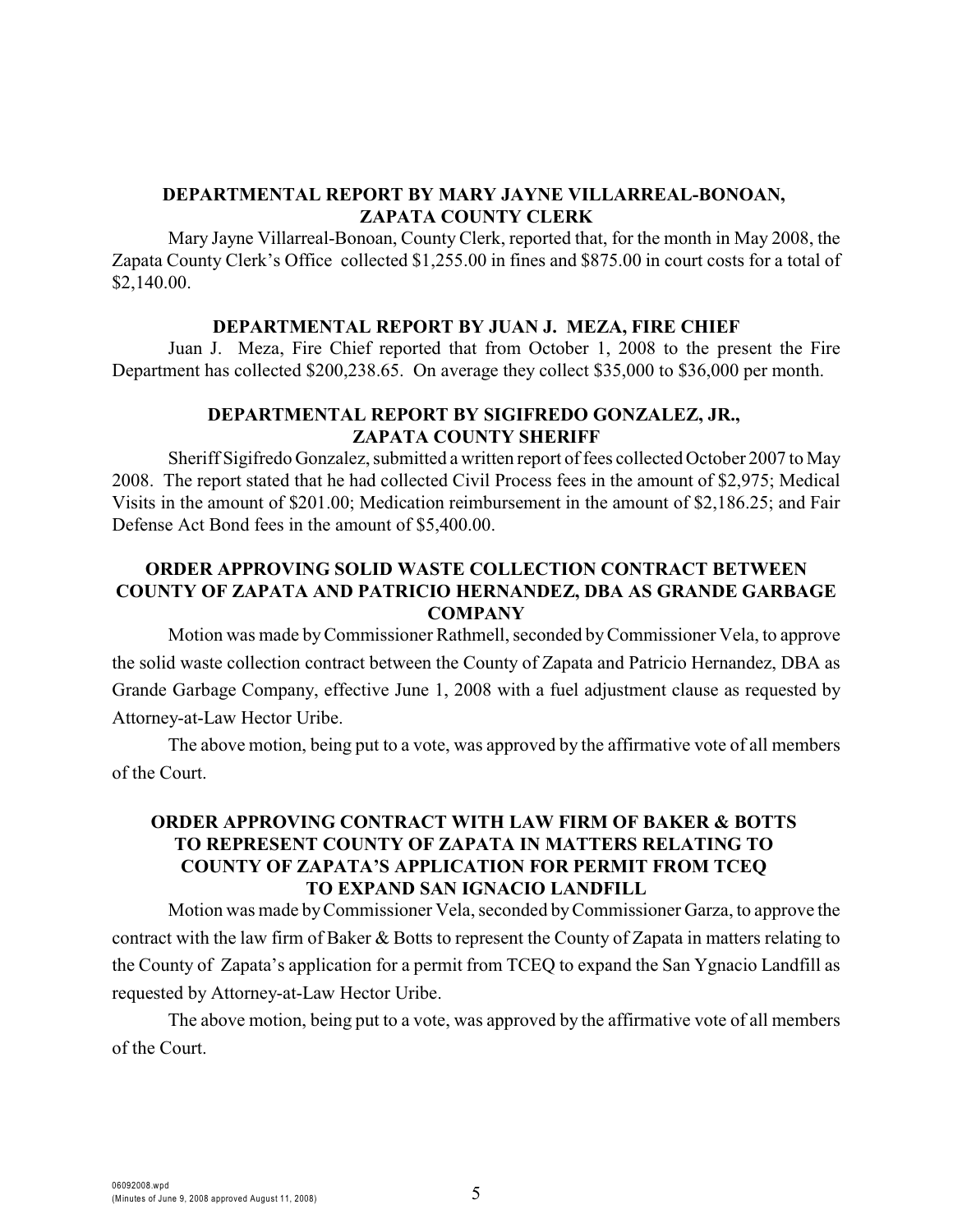## DEPARTMENTAL REPORT BY MARY JAYNE VILLARREAL-BONOAN, ZAPATA COUNTY CLERK

Mary Jayne Villarreal-Bonoan, County Clerk, reported that, for the month in May 2008, the Zapata County Clerk's Office collected $1,255.00 in fines and $875.00 in court costs for a total of $2,140.00.

## DEPARTMENTAL REPORT BY JUAN J. MEZA, FIRE CHIEF

Juan J. Meza, Fire Chief reported that from October 1, 2008 to the present the Fire Department has collected $200,238.65. On average they collect $35,000 to $36,000 per month.

## DEPARTMENTAL REPORT BY SIGIFREDO GONZALEZ, JR., ZAPATA COUNTY SHERIFF

Sheriff Sigifredo Gonzalez, submitted a written report of fees collected October 2007 to May 2008. The report stated that he had collected Civil Process fees in the amount of $2,975; Medical Visits in the amount of $201.00; Medication reimbursement in the amount of $2,186.25; and Fair Defense Act Bond fees in the amount of $5,400.00.

## ORDER APPROVING SOLID WASTE COLLECTION CONTRACT BETWEEN COUNTY OF ZAPATA AND PATRICIO HERNANDEZ, DBA AS GRANDE GARBAGE COMPANY

Motion was made by Commissioner Rathmell, seconded by Commissioner Vela, to approve the solid waste collection contract between the County of Zapata and Patricio Hernandez, DBA as Grande Garbage Company, effective June 1, 2008 with a fuel adjustment clause as requested by Attorney-at-Law Hector Uribe.

The above motion, being put to a vote, was approved by the affirmative vote of all members of the Court.

## ORDER APPROVING CONTRACT WITH LAW FIRM OF BAKER & BOTTS TO REPRESENT COUNTY OF ZAPATA IN MATTERS RELATING TO COUNTY OF ZAPATA'S APPLICATION FOR PERMIT FROM TCEQ TO EXPAND SAN IGNACIO LANDFILL

Motion was made by Commissioner Vela, seconded by Commissioner Garza, to approve the contract with the law firm of Baker & Botts to represent the County of Zapata in matters relating to the County of Zapata's application for a permit from TCEQ to expand the San Ygnacio Landfill as requested by Attorney-at-Law Hector Uribe.

The above motion, being put to a vote, was approved by the affirmative vote of all members of the Court.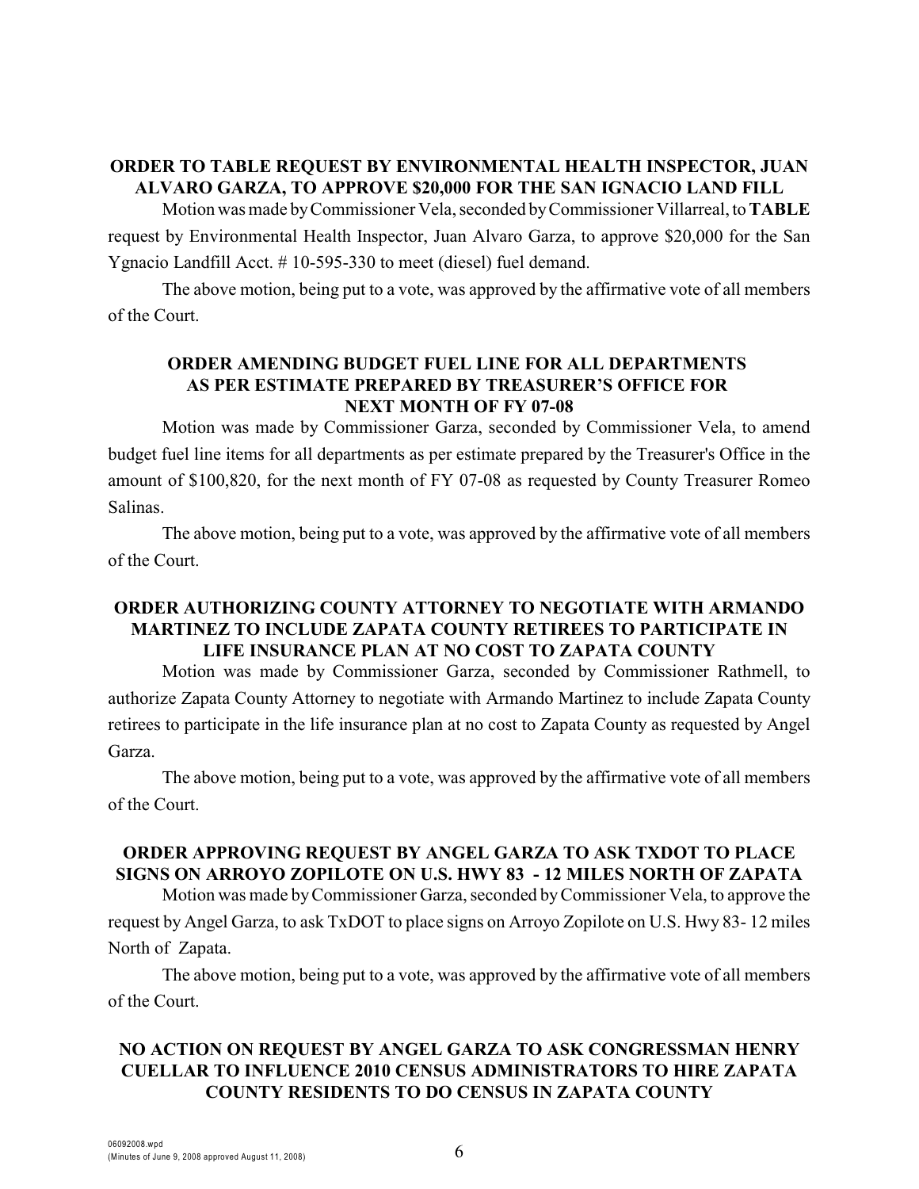**ORDER TO TABLE REQUEST BY ENVIRONMENTAL HEALTH INSPECTOR, JUAN ALVARO GARZA, TO APPROVE $20,000 FOR THE SAN IGNACIO LAND FILL**

Motion was made by Commissioner Vela, seconded by Commissioner Villarreal, to **TABLE** request by Environmental Health Inspector, Juan Alvaro Garza, to approve $20,000 for the San Ygnacio Landfill Acct. # 10-595-330 to meet (diesel) fuel demand.

The above motion, being put to a vote, was approved by the affirmative vote of all members of the Court.

**ORDER AMENDING BUDGET FUEL LINE FOR ALL DEPARTMENTS AS PER ESTIMATE PREPARED BY TREASURER'S OFFICE FOR NEXT MONTH OF FY 07-08**

Motion was made by Commissioner Garza, seconded by Commissioner Vela, to amend budget fuel line items for all departments as per estimate prepared by the Treasurer's Office in the amount of $100,820, for the next month of FY 07-08 as requested by County Treasurer Romeo Salinas.

The above motion, being put to a vote, was approved by the affirmative vote of all members of the Court.

**ORDER AUTHORIZING COUNTY ATTORNEY TO NEGOTIATE WITH ARMANDO MARTINEZ TO INCLUDE ZAPATA COUNTY RETIREES TO PARTICIPATE IN LIFE INSURANCE PLAN AT NO COST TO ZAPATA COUNTY**

Motion was made by Commissioner Garza, seconded by Commissioner Rathmell, to authorize Zapata County Attorney to negotiate with Armando Martinez to include Zapata County retirees to participate in the life insurance plan at no cost to Zapata County as requested by Angel Garza.

The above motion, being put to a vote, was approved by the affirmative vote of all members of the Court.

**ORDER APPROVING REQUEST BY ANGEL GARZA TO ASK TXDOT TO PLACE SIGNS ON ARROYO ZOPILOTE ON U.S. HWY 83 - 12 MILES NORTH OF ZAPATA**

Motion was made by Commissioner Garza, seconded by Commissioner Vela, to approve the request by Angel Garza, to ask TxDOT to place signs on Arroyo Zopilote on U.S. Hwy 83- 12 miles North of Zapata.

The above motion, being put to a vote, was approved by the affirmative vote of all members of the Court.

**NO ACTION ON REQUEST BY ANGEL GARZA TO ASK CONGRESSMAN HENRY CUELLAR TO INFLUENCE 2010 CENSUS ADMINISTRATORS TO HIRE ZAPATA COUNTY RESIDENTS TO DO CENSUS IN ZAPATA COUNTY**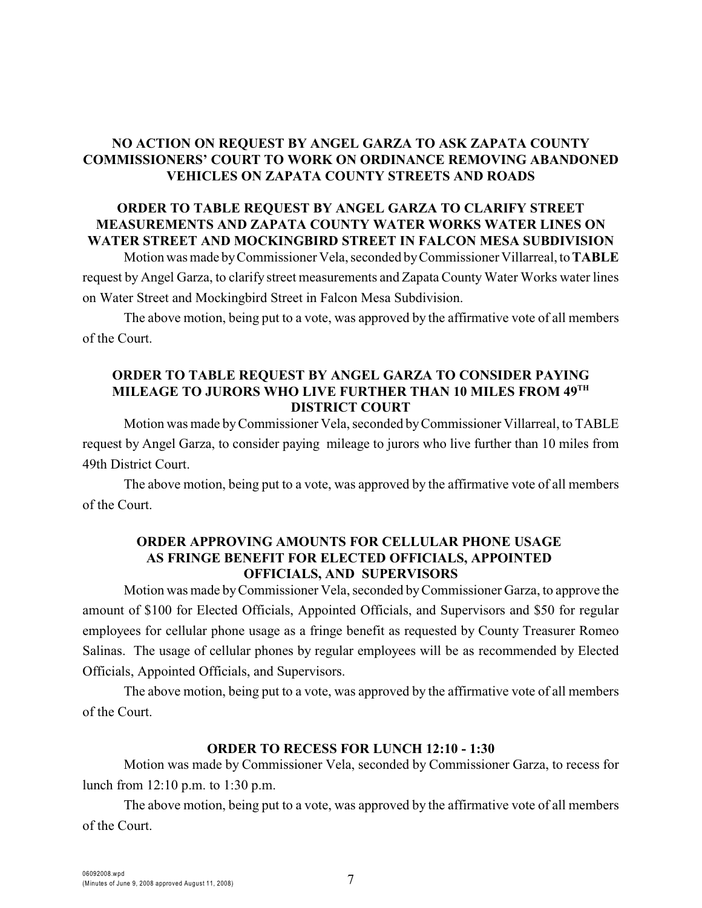## NO ACTION ON REQUEST BY ANGEL GARZA TO ASK ZAPATA COUNTY COMMISSIONERS' COURT TO WORK ON ORDINANCE REMOVING ABANDONED VEHICLES ON ZAPATA COUNTY STREETS AND ROADS

## ORDER TO TABLE REQUEST BY ANGEL GARZA TO CLARIFY STREET MEASUREMENTS AND ZAPATA COUNTY WATER WORKS WATER LINES ON WATER STREET AND MOCKINGBIRD STREET IN FALCON MESA SUBDIVISION

Motion was made by Commissioner Vela, seconded by Commissioner Villarreal, to **TABLE** request by Angel Garza, to clarify street measurements and Zapata County Water Works water lines on Water Street and Mockingbird Street in Falcon Mesa Subdivision.

The above motion, being put to a vote, was approved by the affirmative vote of all members of the Court.

## ORDER TO TABLE REQUEST BY ANGEL GARZA TO CONSIDER PAYING MILEAGE TO JURORS WHO LIVE FURTHER THAN 10 MILES FROM 49TH DISTRICT COURT

Motion was made by Commissioner Vela, seconded by Commissioner Villarreal, to TABLE request by Angel Garza, to consider paying mileage to jurors who live further than 10 miles from 49th District Court.

The above motion, being put to a vote, was approved by the affirmative vote of all members of the Court.

## ORDER APPROVING AMOUNTS FOR CELLULAR PHONE USAGE AS FRINGE BENEFIT FOR ELECTED OFFICIALS, APPOINTED OFFICIALS, AND SUPERVISORS

Motion was made by Commissioner Vela, seconded by Commissioner Garza, to approve the amount of $100 for Elected Officials, Appointed Officials, and Supervisors and $50 for regular employees for cellular phone usage as a fringe benefit as requested by County Treasurer Romeo Salinas. The usage of cellular phones by regular employees will be as recommended by Elected Officials, Appointed Officials, and Supervisors.

The above motion, being put to a vote, was approved by the affirmative vote of all members of the Court.

## ORDER TO RECESS FOR LUNCH 12:10 - 1:30

Motion was made by Commissioner Vela, seconded by Commissioner Garza, to recess for lunch from 12:10 p.m. to 1:30 p.m.

The above motion, being put to a vote, was approved by the affirmative vote of all members of the Court.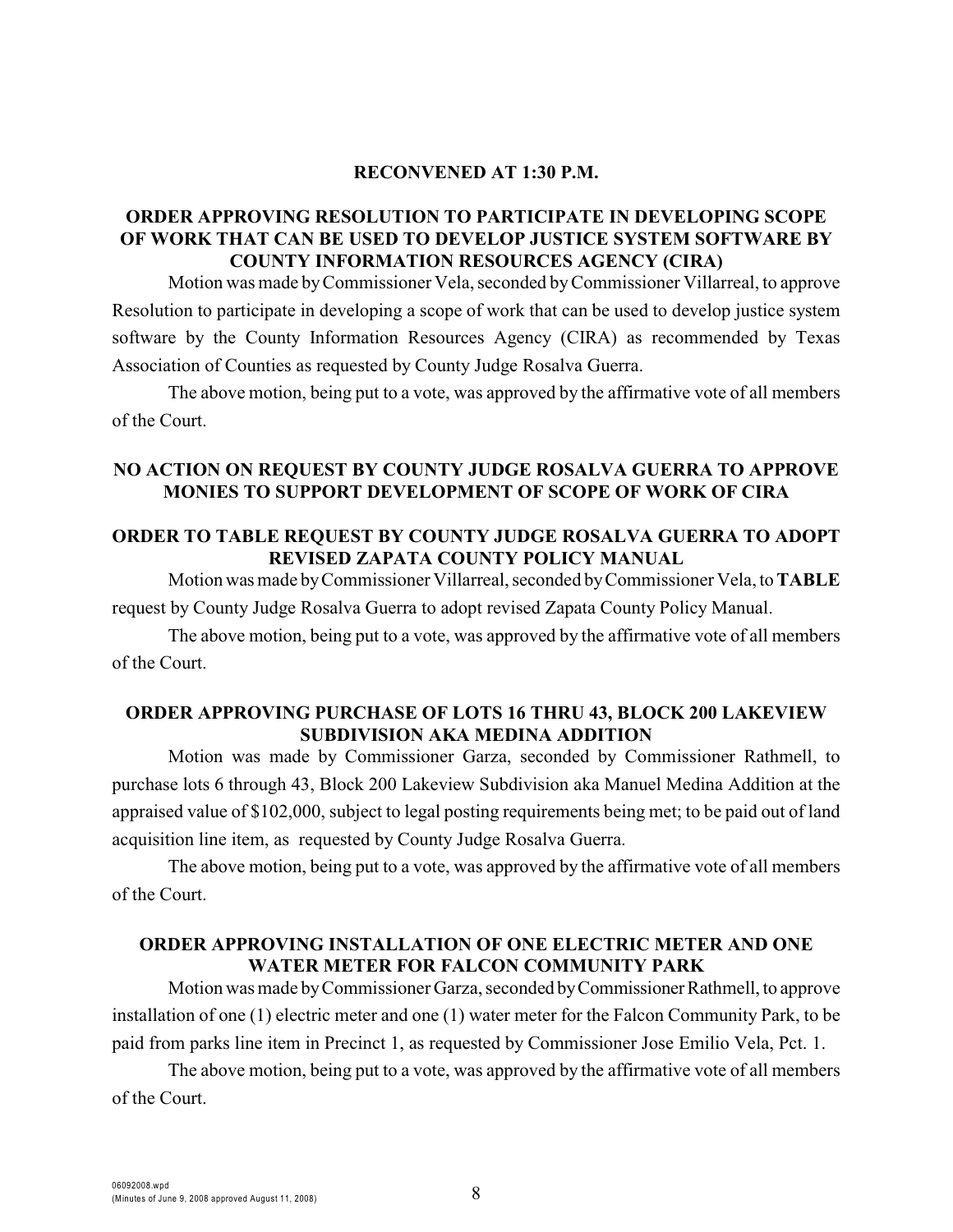**RECONVENED AT 1:30 P.M.**

**ORDER APPROVING RESOLUTION TO PARTICIPATE IN DEVELOPING SCOPE OF WORK THAT CAN BE USED TO DEVELOP JUSTICE SYSTEM SOFTWARE BY COUNTY INFORMATION RESOURCES AGENCY (CIRA)**

Motion was made by Commissioner Vela, seconded by Commissioner Villarreal, to approve Resolution to participate in developing a scope of work that can be used to develop justice system software by the County Information Resources Agency (CIRA) as recommended by Texas Association of Counties as requested by County Judge Rosalva Guerra.

The above motion, being put to a vote, was approved by the affirmative vote of all members of the Court.

**NO ACTION ON REQUEST BY COUNTY JUDGE ROSALVA GUERRA TO APPROVE MONIES TO SUPPORT DEVELOPMENT OF SCOPE OF WORK OF CIRA**

**ORDER TO TABLE REQUEST BY COUNTY JUDGE ROSALVA GUERRA TO ADOPT REVISED ZAPATA COUNTY POLICY MANUAL**

Motion was made by Commissioner Villarreal, seconded by Commissioner Vela, to **TABLE** request by County Judge Rosalva Guerra to adopt revised Zapata County Policy Manual.

The above motion, being put to a vote, was approved by the affirmative vote of all members of the Court.

**ORDER APPROVING PURCHASE OF LOTS 16 THRU 43, BLOCK 200 LAKEVIEW SUBDIVISION AKA MEDINA ADDITION**

Motion was made by Commissioner Garza, seconded by Commissioner Rathmell, to purchase lots 6 through 43, Block 200 Lakeview Subdivision aka Manuel Medina Addition at the appraised value of $102,000, subject to legal posting requirements being met; to be paid out of land acquisition line item, as requested by County Judge Rosalva Guerra.

The above motion, being put to a vote, was approved by the affirmative vote of all members of the Court.

**ORDER APPROVING INSTALLATION OF ONE ELECTRIC METER AND ONE WATER METER FOR FALCON COMMUNITY PARK**

Motion was made by Commissioner Garza, seconded by Commissioner Rathmell, to approve installation of one (1) electric meter and one (1) water meter for the Falcon Community Park, to be paid from parks line item in Precinct 1, as requested by Commissioner Jose Emilio Vela, Pct. 1.

The above motion, being put to a vote, was approved by the affirmative vote of all members of the Court.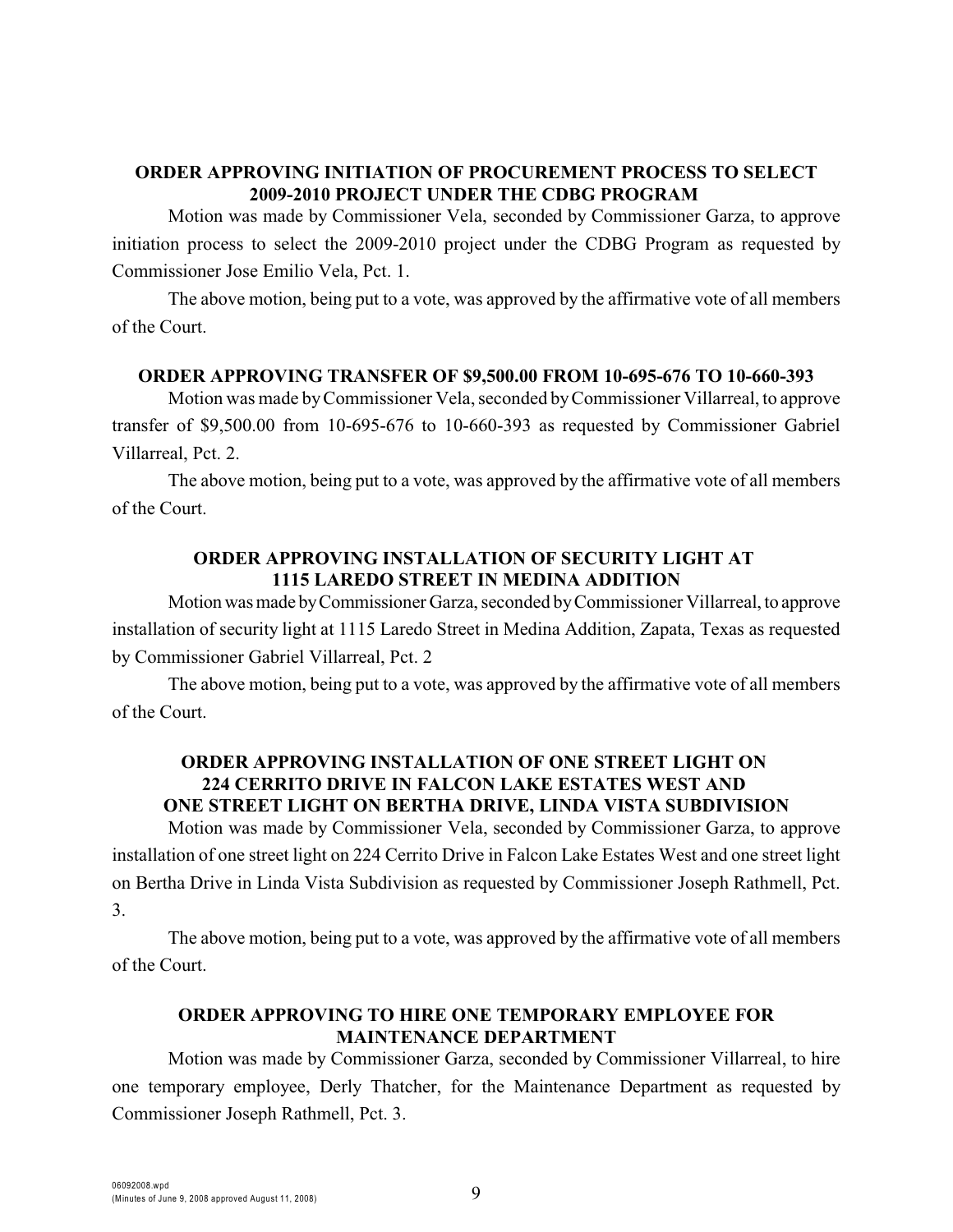**ORDER APPROVING INITIATION OF PROCUREMENT PROCESS TO SELECT 2009-2010 PROJECT UNDER THE CDBG PROGRAM**

Motion was made by Commissioner Vela, seconded by Commissioner Garza, to approve initiation process to select the 2009-2010 project under the CDBG Program as requested by Commissioner Jose Emilio Vela, Pct. 1.

The above motion, being put to a vote, was approved by the affirmative vote of all members of the Court.

**ORDER APPROVING TRANSFER OF $9,500.00 FROM 10-695-676 TO 10-660-393**

Motion was made by Commissioner Vela, seconded by Commissioner Villarreal, to approve transfer of $9,500.00 from 10-695-676 to 10-660-393 as requested by Commissioner Gabriel Villarreal, Pct. 2.

The above motion, being put to a vote, was approved by the affirmative vote of all members of the Court.

**ORDER APPROVING INSTALLATION OF SECURITY LIGHT AT 1115 LAREDO STREET IN MEDINA ADDITION**

Motion was made by Commissioner Garza, seconded by Commissioner Villarreal, to approve installation of security light at 1115 Laredo Street in Medina Addition, Zapata, Texas as requested by Commissioner Gabriel Villarreal, Pct. 2

The above motion, being put to a vote, was approved by the affirmative vote of all members of the Court.

**ORDER APPROVING INSTALLATION OF ONE STREET LIGHT ON 224 CERRITO DRIVE IN FALCON LAKE ESTATES WEST AND ONE STREET LIGHT ON BERTHA DRIVE, LINDA VISTA SUBDIVISION**

Motion was made by Commissioner Vela, seconded by Commissioner Garza, to approve installation of one street light on 224 Cerrito Drive in Falcon Lake Estates West and one street light on Bertha Drive in Linda Vista Subdivision as requested by Commissioner Joseph Rathmell, Pct. 3.

The above motion, being put to a vote, was approved by the affirmative vote of all members of the Court.

**ORDER APPROVING TO HIRE ONE TEMPORARY EMPLOYEE FOR MAINTENANCE DEPARTMENT**

Motion was made by Commissioner Garza, seconded by Commissioner Villarreal, to hire one temporary employee, Derly Thatcher, for the Maintenance Department as requested by Commissioner Joseph Rathmell, Pct. 3.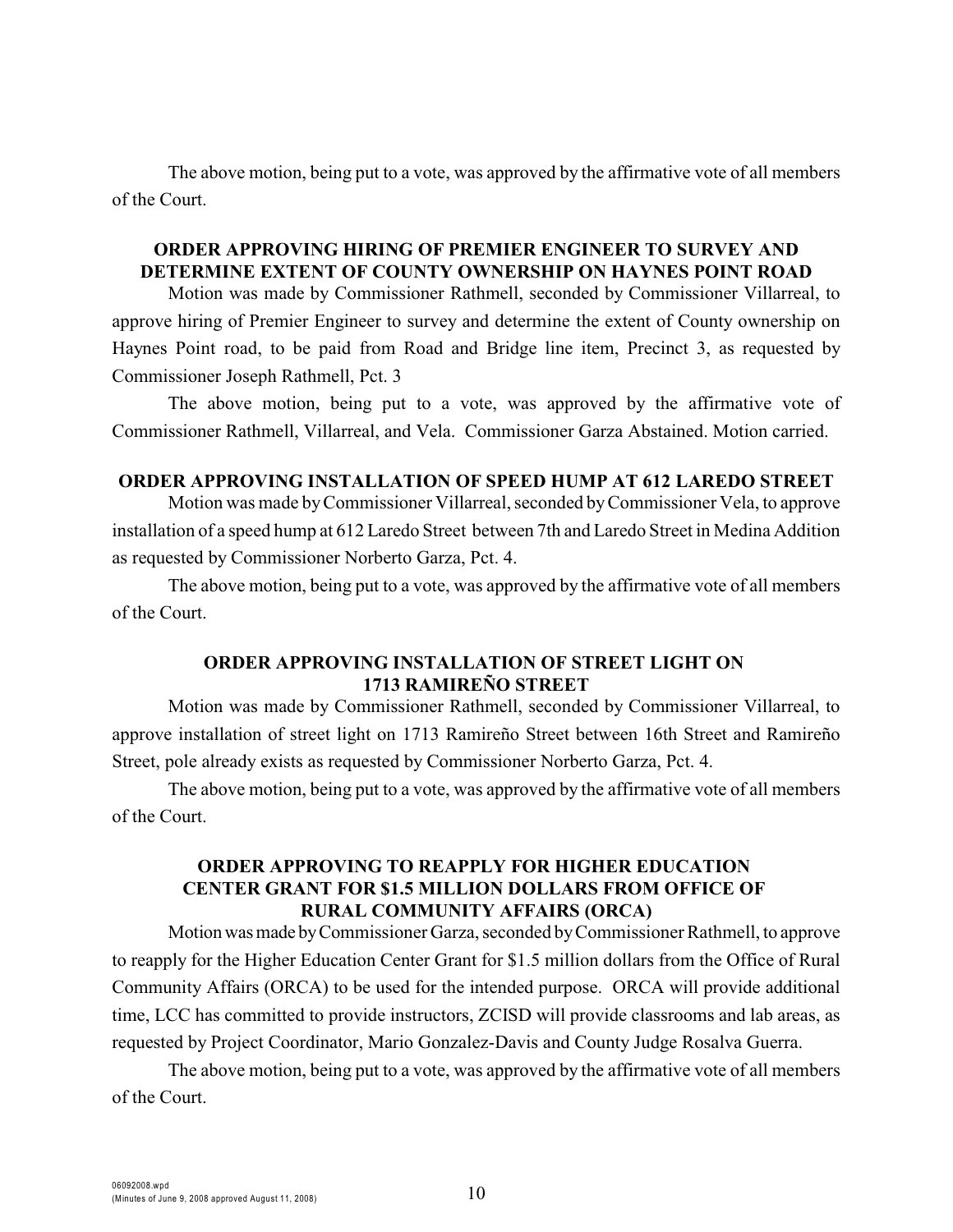The above motion, being put to a vote, was approved by the affirmative vote of all members of the Court.

**ORDER APPROVING HIRING OF PREMIER ENGINEER TO SURVEY AND DETERMINE EXTENT OF COUNTY OWNERSHIP ON HAYNES POINT ROAD**

Motion was made by Commissioner Rathmell, seconded by Commissioner Villarreal, to approve hiring of Premier Engineer to survey and determine the extent of County ownership on Haynes Point road, to be paid from Road and Bridge line item, Precinct 3, as requested by Commissioner Joseph Rathmell, Pct. 3

The above motion, being put to a vote, was approved by the affirmative vote of Commissioner Rathmell, Villarreal, and Vela. Commissioner Garza Abstained. Motion carried.

**ORDER APPROVING INSTALLATION OF SPEED HUMP AT 612 LAREDO STREET**

Motion was made by Commissioner Villarreal, seconded by Commissioner Vela, to approve installation of a speed hump at 612 Laredo Street between 7th and Laredo Street in Medina Addition as requested by Commissioner Norberto Garza, Pct. 4.

The above motion, being put to a vote, was approved by the affirmative vote of all members of the Court.

**ORDER APPROVING INSTALLATION OF STREET LIGHT ON 1713 RAMIREÑO STREET**

Motion was made by Commissioner Rathmell, seconded by Commissioner Villarreal, to approve installation of street light on 1713 Ramireño Street between 16th Street and Ramireño Street, pole already exists as requested by Commissioner Norberto Garza, Pct. 4.

The above motion, being put to a vote, was approved by the affirmative vote of all members of the Court.

**ORDER APPROVING TO REAPPLY FOR HIGHER EDUCATION CENTER GRANT FOR $1.5 MILLION DOLLARS FROM OFFICE OF RURAL COMMUNITY AFFAIRS (ORCA)**

Motion was made by Commissioner Garza, seconded by Commissioner Rathmell, to approve to reapply for the Higher Education Center Grant for $1.5 million dollars from the Office of Rural Community Affairs (ORCA) to be used for the intended purpose. ORCA will provide additional time, LCC has committed to provide instructors, ZCISD will provide classrooms and lab areas, as requested by Project Coordinator, Mario Gonzalez-Davis and County Judge Rosalva Guerra.

The above motion, being put to a vote, was approved by the affirmative vote of all members of the Court.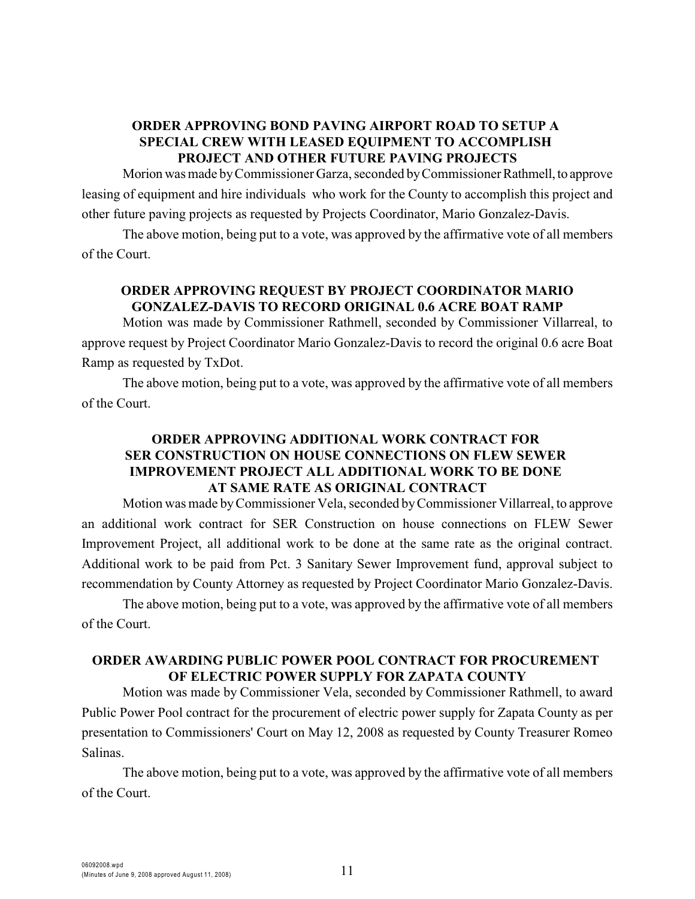**ORDER APPROVING BOND PAVING AIRPORT ROAD TO SETUP A SPECIAL CREW WITH LEASED EQUIPMENT TO ACCOMPLISH PROJECT AND OTHER FUTURE PAVING PROJECTS**

Morion was made by Commissioner Garza, seconded by Commissioner Rathmell, to approve leasing of equipment and hire individuals who work for the County to accomplish this project and other future paving projects as requested by Projects Coordinator, Mario Gonzalez-Davis.

The above motion, being put to a vote, was approved by the affirmative vote of all members of the Court.

**ORDER APPROVING REQUEST BY PROJECT COORDINATOR MARIO GONZALEZ-DAVIS TO RECORD ORIGINAL 0.6 ACRE BOAT RAMP**

Motion was made by Commissioner Rathmell, seconded by Commissioner Villarreal, to approve request by Project Coordinator Mario Gonzalez-Davis to record the original 0.6 acre Boat Ramp as requested by TxDot.

The above motion, being put to a vote, was approved by the affirmative vote of all members of the Court.

**ORDER APPROVING ADDITIONAL WORK CONTRACT FOR SER CONSTRUCTION ON HOUSE CONNECTIONS ON FLEW SEWER IMPROVEMENT PROJECT ALL ADDITIONAL WORK TO BE DONE AT SAME RATE AS ORIGINAL CONTRACT**

Motion was made by Commissioner Vela, seconded by Commissioner Villarreal, to approve an additional work contract for SER Construction on house connections on FLEW Sewer Improvement Project, all additional work to be done at the same rate as the original contract. Additional work to be paid from Pct. 3 Sanitary Sewer Improvement fund, approval subject to recommendation by County Attorney as requested by Project Coordinator Mario Gonzalez-Davis.

The above motion, being put to a vote, was approved by the affirmative vote of all members of the Court.

**ORDER AWARDING PUBLIC POWER POOL CONTRACT FOR PROCUREMENT OF ELECTRIC POWER SUPPLY FOR ZAPATA COUNTY**

Motion was made by Commissioner Vela, seconded by Commissioner Rathmell, to award Public Power Pool contract for the procurement of electric power supply for Zapata County as per presentation to Commissioners' Court on May 12, 2008 as requested by County Treasurer Romeo Salinas.

The above motion, being put to a vote, was approved by the affirmative vote of all members of the Court.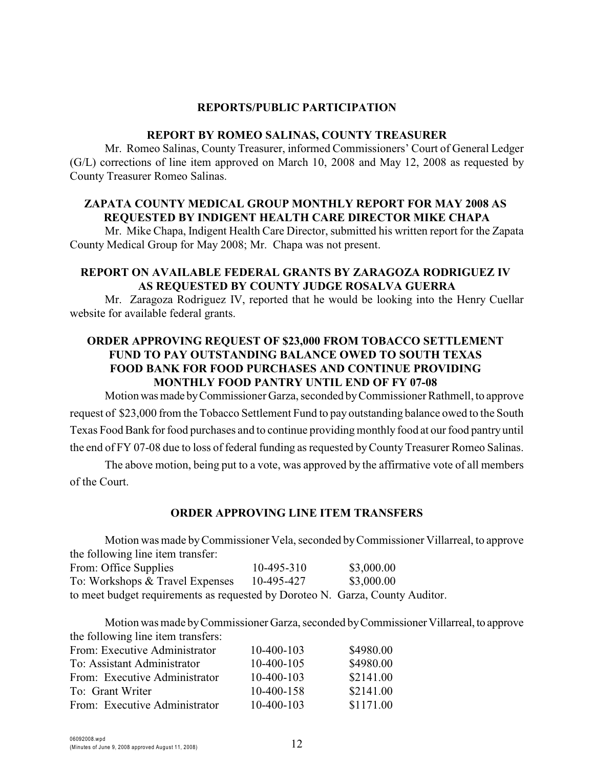## REPORTS/PUBLIC PARTICIPATION

### REPORT BY ROMEO SALINAS, COUNTY TREASURER

Mr. Romeo Salinas, County Treasurer, informed Commissioners' Court of General Ledger (G/L) corrections of line item approved on March 10, 2008 and May 12, 2008 as requested by County Treasurer Romeo Salinas.

### ZAPATA COUNTY MEDICAL GROUP MONTHLY REPORT FOR MAY 2008 AS REQUESTED BY INDIGENT HEALTH CARE DIRECTOR MIKE CHAPA

Mr. Mike Chapa, Indigent Health Care Director, submitted his written report for the Zapata County Medical Group for May 2008; Mr. Chapa was not present.

### REPORT ON AVAILABLE FEDERAL GRANTS BY ZARAGOZA RODRIGUEZ IV AS REQUESTED BY COUNTY JUDGE ROSALVA GUERRA

Mr. Zaragoza Rodriguez IV, reported that he would be looking into the Henry Cuellar website for available federal grants.

### ORDER APPROVING REQUEST OF $23,000 FROM TOBACCO SETTLEMENT FUND TO PAY OUTSTANDING BALANCE OWED TO SOUTH TEXAS FOOD BANK FOR FOOD PURCHASES AND CONTINUE PROVIDING MONTHLY FOOD PANTRY UNTIL END OF FY 07-08

Motion was made by Commissioner Garza, seconded by Commissioner Rathmell, to approve request of $23,000 from the Tobacco Settlement Fund to pay outstanding balance owed to the South Texas Food Bank for food purchases and to continue providing monthly food at our food pantry until the end of FY 07-08 due to loss of federal funding as requested by County Treasurer Romeo Salinas.

The above motion, being put to a vote, was approved by the affirmative vote of all members of the Court.

### ORDER APPROVING LINE ITEM TRANSFERS

Motion was made by Commissioner Vela, seconded by Commissioner Villarreal, to approve the following line item transfer:

| | | |
|---|---|---|
| From: Office Supplies | 10-495-310 | $3,000.00 |
| To: Workshops & Travel Expenses | 10-495-427 | $3,000.00 |

to meet budget requirements as requested by Doroteo N. Garza, County Auditor.

Motion was made by Commissioner Garza, seconded by Commissioner Villarreal, to approve the following line item transfers:

| | | |
|---|---|---|
| From: Executive Administrator | 10-400-103 | $4980.00 |
| To: Assistant Administrator | 10-400-105 | $4980.00 |
| From: Executive Administrator | 10-400-103 | $2141.00 |
| To: Grant Writer | 10-400-158 | $2141.00 |
| From: Executive Administrator | 10-400-103 | $1171.00 |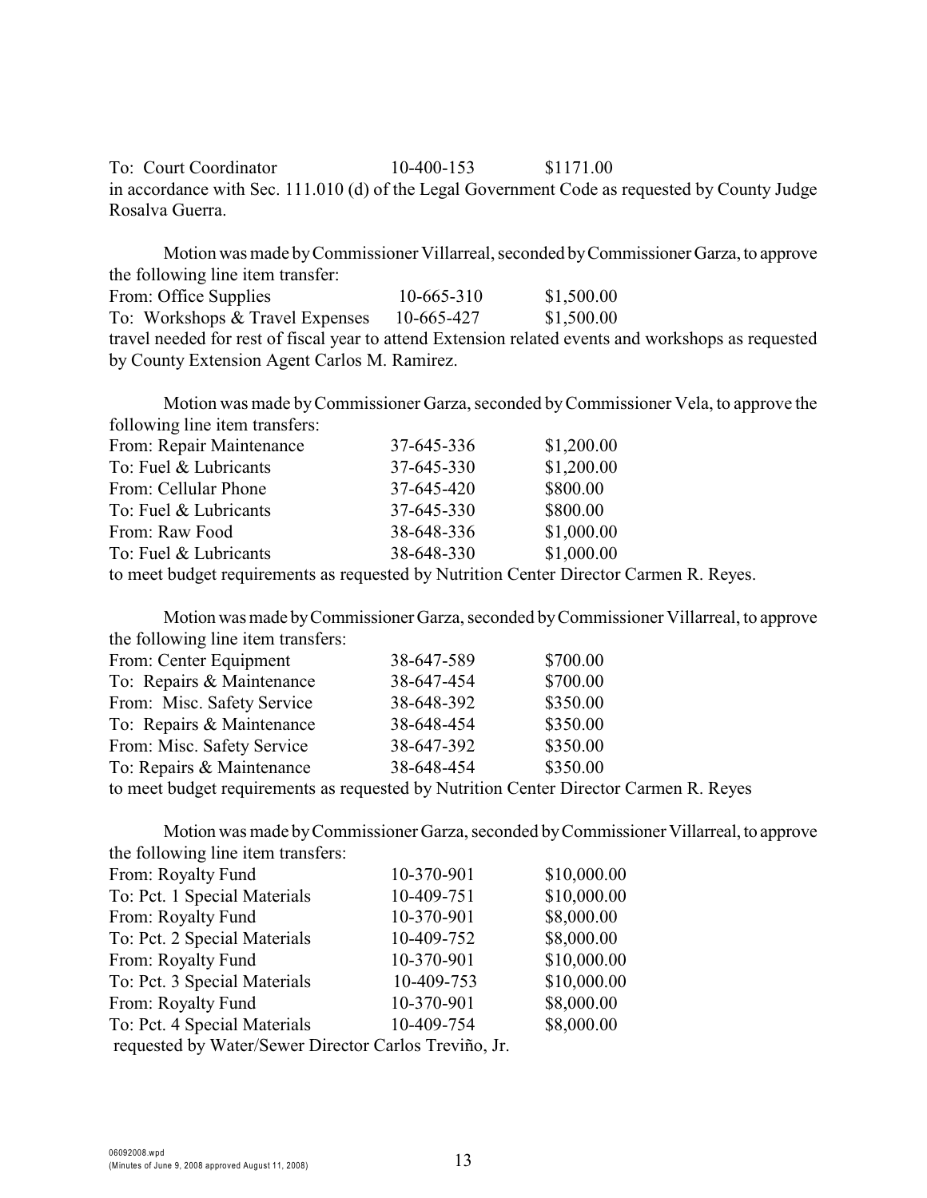To: Court Coordinator 10-400-153 $1171.00
in accordance with Sec. 111.010 (d) of the Legal Government Code as requested by County Judge Rosalva Guerra.

Motion was made by Commissioner Villarreal, seconded by Commissioner Garza, to approve the following line item transfer:

| | | |
|---|---|---|
| From: Office Supplies | 10-665-310 | $1,500.00 |
| To: Workshops & Travel Expenses | 10-665-427 | $1,500.00 |

travel needed for rest of fiscal year to attend Extension related events and workshops as requested by County Extension Agent Carlos M. Ramirez.

Motion was made by Commissioner Garza, seconded by Commissioner Vela, to approve the following line item transfers:

| | | |
|---|---|---|
| From: Repair Maintenance | 37-645-336 | $1,200.00 |
| To: Fuel & Lubricants | 37-645-330 | $1,200.00 |
| From: Cellular Phone | 37-645-420 | $800.00 |
| To: Fuel & Lubricants | 37-645-330 | $800.00 |
| From: Raw Food | 38-648-336 | $1,000.00 |
| To: Fuel & Lubricants | 38-648-330 | $1,000.00 |

to meet budget requirements as requested by Nutrition Center Director Carmen R. Reyes.

Motion was made by Commissioner Garza, seconded by Commissioner Villarreal, to approve the following line item transfers:

| | | |
|---|---|---|
| From: Center Equipment | 38-647-589 | $700.00 |
| To: Repairs & Maintenance | 38-647-454 | $700.00 |
| From: Misc. Safety Service | 38-648-392 | $350.00 |
| To: Repairs & Maintenance | 38-648-454 | $350.00 |
| From: Misc. Safety Service | 38-647-392 | $350.00 |
| To: Repairs & Maintenance | 38-648-454 | $350.00 |

to meet budget requirements as requested by Nutrition Center Director Carmen R. Reyes

Motion was made by Commissioner Garza, seconded by Commissioner Villarreal, to approve the following line item transfers:

| | | |
|---|---|---|
| From: Royalty Fund | 10-370-901 | $10,000.00 |
| To: Pct. 1 Special Materials | 10-409-751 | $10,000.00 |
| From: Royalty Fund | 10-370-901 | $8,000.00 |
| To: Pct. 2 Special Materials | 10-409-752 | $8,000.00 |
| From: Royalty Fund | 10-370-901 | $10,000.00 |
| To: Pct. 3 Special Materials | 10-409-753 | $10,000.00 |
| From: Royalty Fund | 10-370-901 | $8,000.00 |
| To: Pct. 4 Special Materials | 10-409-754 | $8,000.00 |

requested by Water/Sewer Director Carlos Treviño, Jr.

06092008.wpd
(Minutes of June 9, 2008 approved August 11, 2008)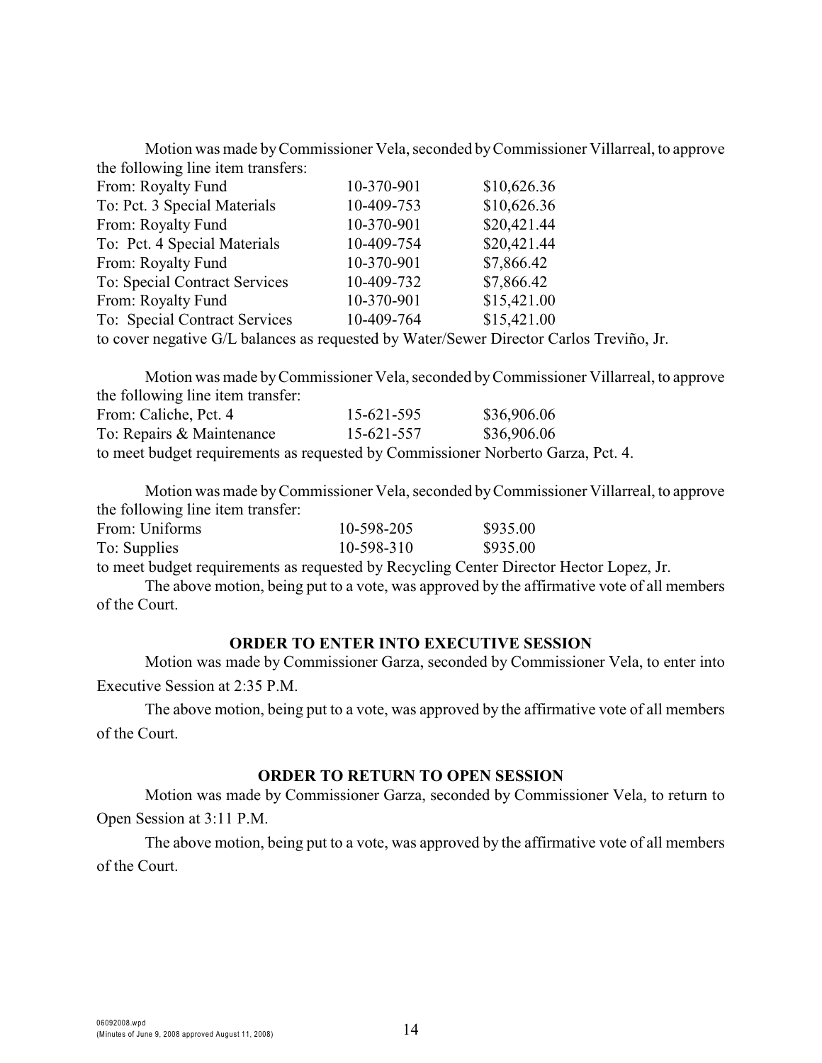Motion was made by Commissioner Vela, seconded by Commissioner Villarreal, to approve the following line item transfers:

| | | |
|---|---|---|
| From: Royalty Fund | 10-370-901 | \$10,626.36 |
| To: Pct. 3 Special Materials | 10-409-753 | \$10,626.36 |
| From: Royalty Fund | 10-370-901 | \$20,421.44 |
| To: Pct. 4 Special Materials | 10-409-754 | \$20,421.44 |
| From: Royalty Fund | 10-370-901 | \$7,866.42 |
| To: Special Contract Services | 10-409-732 | \$7,866.42 |
| From: Royalty Fund | 10-370-901 | \$15,421.00 |
| To: Special Contract Services | 10-409-764 | \$15,421.00 |

to cover negative G/L balances as requested by Water/Sewer Director Carlos Treviño, Jr.

Motion was made by Commissioner Vela, seconded by Commissioner Villarreal, to approve the following line item transfer:

| | | |
|---|---|---|
| From: Caliche, Pct. 4 | 15-621-595 | \$36,906.06 |
| To: Repairs & Maintenance | 15-621-557 | \$36,906.06 |

to meet budget requirements as requested by Commissioner Norberto Garza, Pct. 4.

Motion was made by Commissioner Vela, seconded by Commissioner Villarreal, to approve the following line item transfer:

| | | |
|---|---|---|
| From: Uniforms | 10-598-205 | \$935.00 |
| To: Supplies | 10-598-310 | \$935.00 |

to meet budget requirements as requested by Recycling Center Director Hector Lopez, Jr.

The above motion, being put to a vote, was approved by the affirmative vote of all members of the Court.

**ORDER TO ENTER INTO EXECUTIVE SESSION**

Motion was made by Commissioner Garza, seconded by Commissioner Vela, to enter into Executive Session at 2:35 P.M.

The above motion, being put to a vote, was approved by the affirmative vote of all members of the Court.

**ORDER TO RETURN TO OPEN SESSION**

Motion was made by Commissioner Garza, seconded by Commissioner Vela, to return to Open Session at 3:11 P.M.

The above motion, being put to a vote, was approved by the affirmative vote of all members of the Court.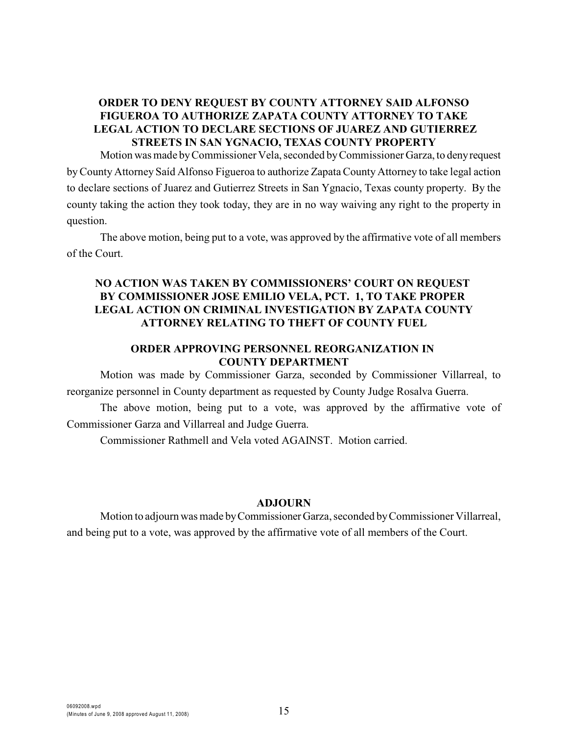### ORDER TO DENY REQUEST BY COUNTY ATTORNEY SAID ALFONSO FIGUEROA TO AUTHORIZE ZAPATA COUNTY ATTORNEY TO TAKE LEGAL ACTION TO DECLARE SECTIONS OF JUAREZ AND GUTIERREZ STREETS IN SAN YGNACIO, TEXAS COUNTY PROPERTY

Motion was made by Commissioner Vela, seconded by Commissioner Garza, to deny request by County Attorney Saíd Alfonso Figueroa to authorize Zapata County Attorney to take legal action to declare sections of Juarez and Gutierrez Streets in San Ygnacio, Texas county property. By the county taking the action they took today, they are in no way waiving any right to the property in question.

The above motion, being put to a vote, was approved by the affirmative vote of all members of the Court.

### NO ACTION WAS TAKEN BY COMMISSIONERS' COURT ON REQUEST BY COMMISSIONER JOSE EMILIO VELA, PCT. 1, TO TAKE PROPER LEGAL ACTION ON CRIMINAL INVESTIGATION BY ZAPATA COUNTY ATTORNEY RELATING TO THEFT OF COUNTY FUEL

### ORDER APPROVING PERSONNEL REORGANIZATION IN COUNTY DEPARTMENT

Motion was made by Commissioner Garza, seconded by Commissioner Villarreal, to reorganize personnel in County department as requested by County Judge Rosalva Guerra.

The above motion, being put to a vote, was approved by the affirmative vote of Commissioner Garza and Villarreal and Judge Guerra.

Commissioner Rathmell and Vela voted AGAINST. Motion carried.

### ADJOURN

Motion to adjourn was made by Commissioner Garza, seconded by Commissioner Villarreal, and being put to a vote, was approved by the affirmative vote of all members of the Court.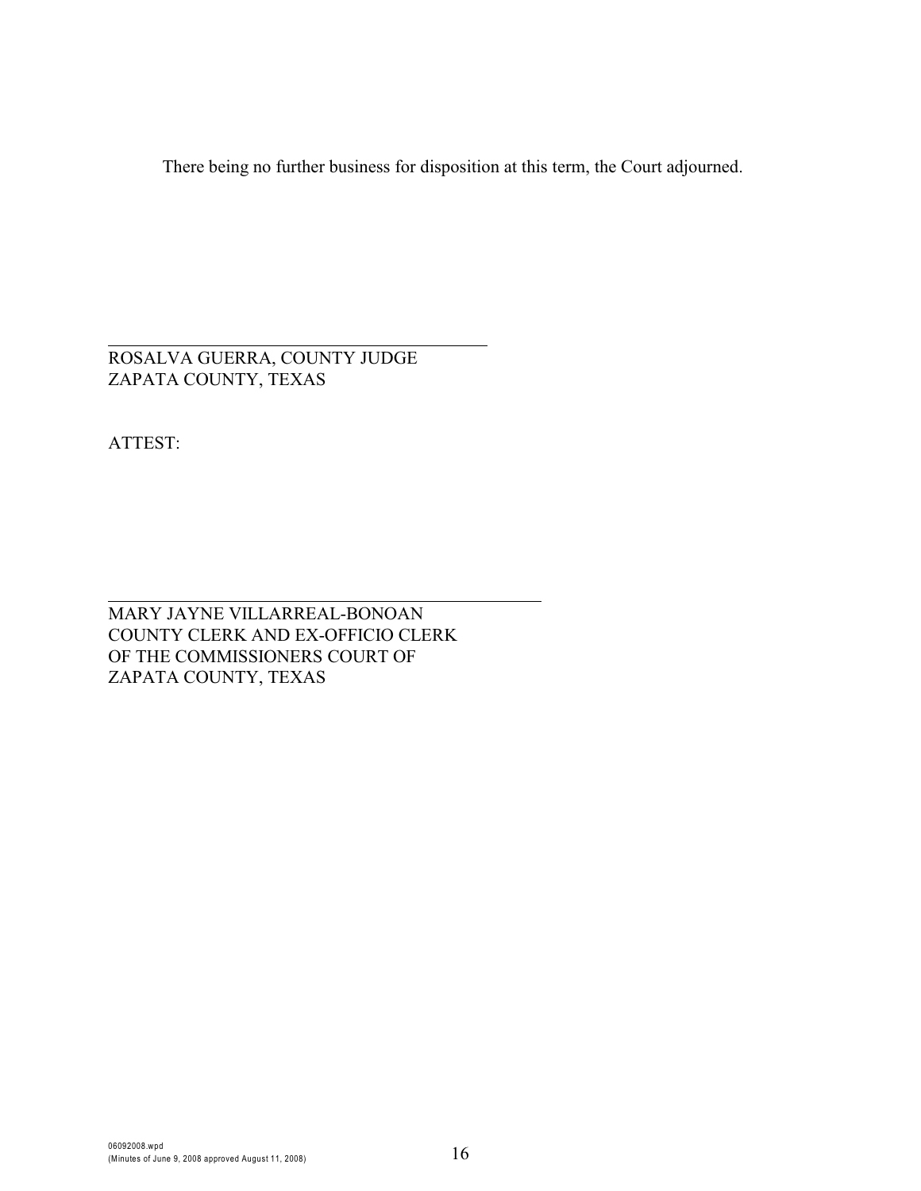There being no further business for disposition at this term, the Court adjourned.

\_\_\_\_\_\_\_\_\_\_\_\_\_\_\_\_\_\_\_\_\_\_\_\_\_\_\_\_\_\_\_\_\_\_\_\_\_\_\_\_

ROSALVA GUERRA, COUNTY JUDGE
ZAPATA COUNTY, TEXAS

ATTEST:

\_\_\_\_\_\_\_\_\_\_\_\_\_\_\_\_\_\_\_\_\_\_\_\_\_\_\_\_\_\_\_\_\_\_\_\_\_\_\_\_\_\_\_\_\_\_

MARY JAYNE VILLARREAL-BONOAN
COUNTY CLERK AND EX-OFFICIO CLERK
OF THE COMMISSIONERS COURT OF
ZAPATA COUNTY, TEXAS

06092008.wpd
(Minutes of June 9, 2008 approved August 11, 2008)